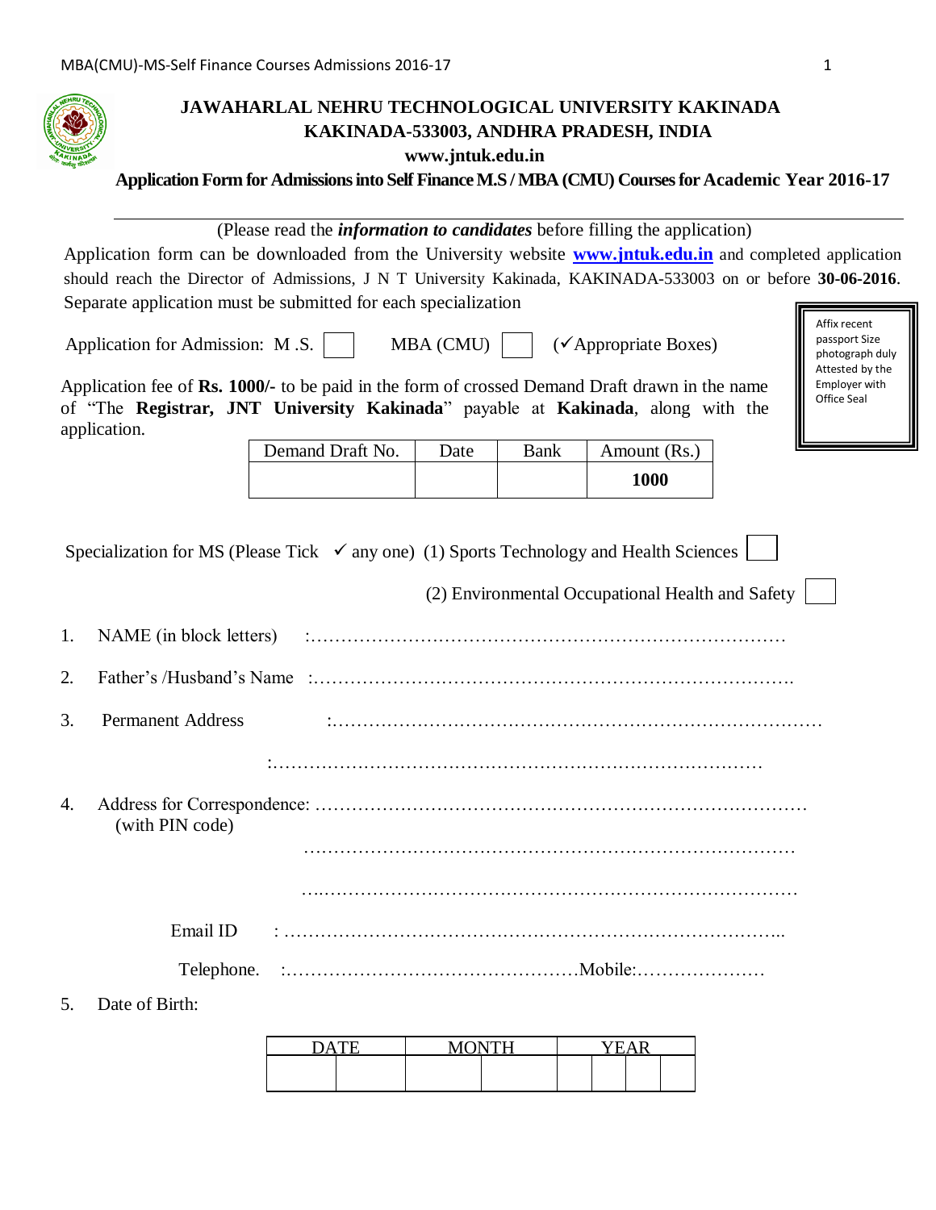# JAWAHARLAL NEHRU TECHNOLOGICAL UNIVERSITY KAKINADA
## KAKINADA-533003, ANDHRA PRADESH, INDIA
**www.jntuk.edu.in**

**Application Form for Admissions into Self Finance M.S / MBA (CMU) Courses for Academic Year 2016-17**

(Please read the ***information to candidates*** before filling the application)

Application form can be downloaded from the University website **www.jntuk.edu.in** and completed application should reach the Director of Admissions, J N T University Kakinada, KAKINADA-533003 on or before **30-06-2016**. Separate application must be submitted for each specialization

Affix recent passport Size photograph duly Attested by the Employer with Office Seal

Application for Admission: M .S. ☐ MBA (CMU) ☐ (✓Appropriate Boxes)

Application fee of **Rs. 1000/-** to be paid in the form of crossed Demand Draft drawn in the name of "The **Registrar, JNT University Kakinada**" payable at **Kakinada**, along with the application.

| Demand Draft No. | Date | Bank | Amount (Rs.) |
|---|---|---|---|
| | | | **1000** |

Specialization for MS (Please Tick ✓ any one) (1) Sports Technology and Health Sciences ☐

(2) Environmental Occupational Health and Safety ☐

1. NAME (in block letters) :……………………………………………………………………
2. Father's /Husband's Name :…………………………………………………………………….
3. Permanent Address :……………………………………………………………………… :………………………………………………………………………
4. Address for Correspondence: ……………………………………………………………………… (with PIN code) ……………………………………………………………………… ……………………………………………………………………… Email ID : ……………………………………………………………………….. Telephone. :…………………………………………Mobile:…………………
5. Date of Birth:

| DATE | | MONTH | | YEAR | | | |
|---|---|---|---|---|---|---|---|
| | | | | | | | |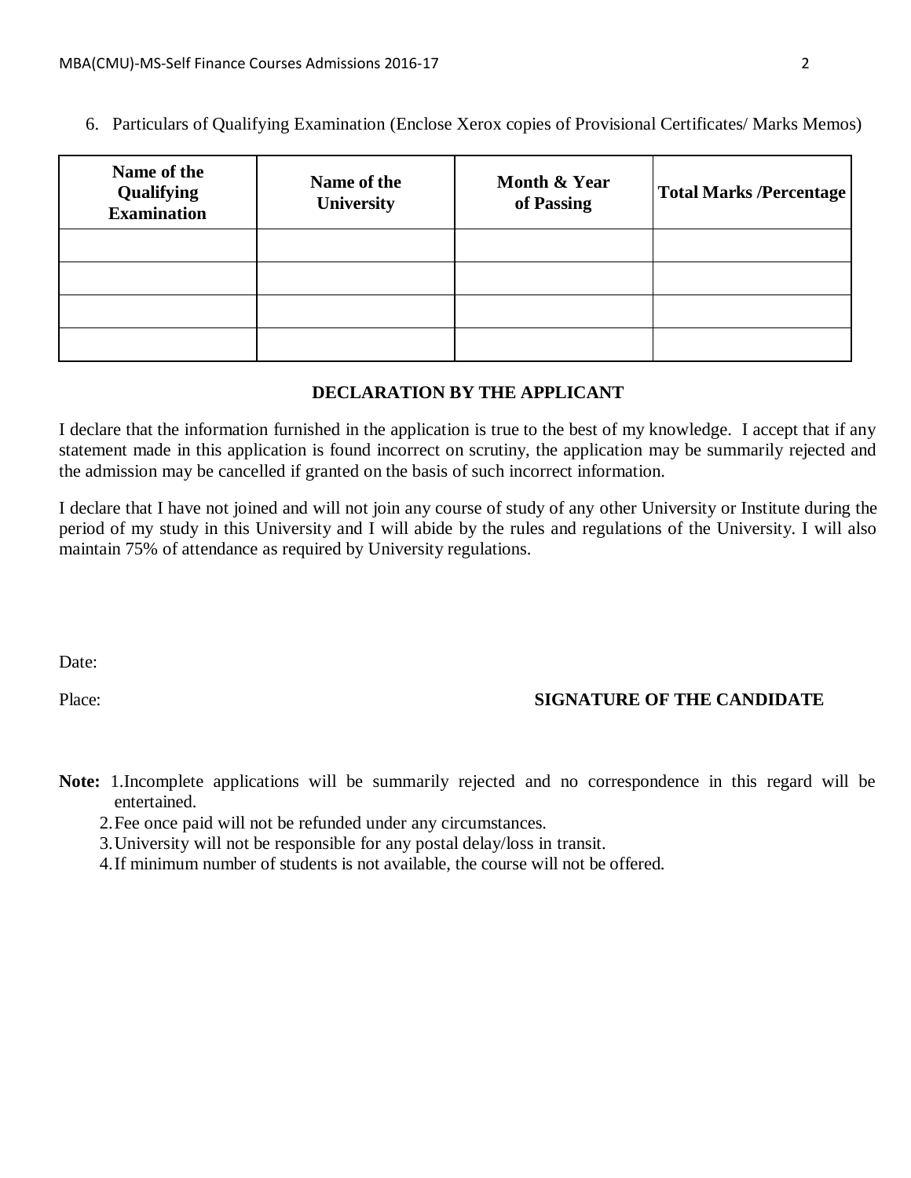6. Particulars of Qualifying Examination (Enclose Xerox copies of Provisional Certificates/ Marks Memos)

| Name of the Qualifying Examination | Name of the University | Month & Year of Passing | Total Marks /Percentage |
|---|---|---|---|
| | | | |
| | | | |
| | | | |
| | | | |

## DECLARATION BY THE APPLICANT

I declare that the information furnished in the application is true to the best of my knowledge. I accept that if any statement made in this application is found incorrect on scrutiny, the application may be summarily rejected and the admission may be cancelled if granted on the basis of such incorrect information.

I declare that I have not joined and will not join any course of study of any other University or Institute during the period of my study in this University and I will abide by the rules and regulations of the University. I will also maintain 75% of attendance as required by University regulations.

Date:

Place: **SIGNATURE OF THE CANDIDATE**

**Note:** 1. Incomplete applications will be summarily rejected and no correspondence in this regard will be entertained.

2. Fee once paid will not be refunded under any circumstances.
3. University will not be responsible for any postal delay/loss in transit.
4. If minimum number of students is not available, the course will not be offered.